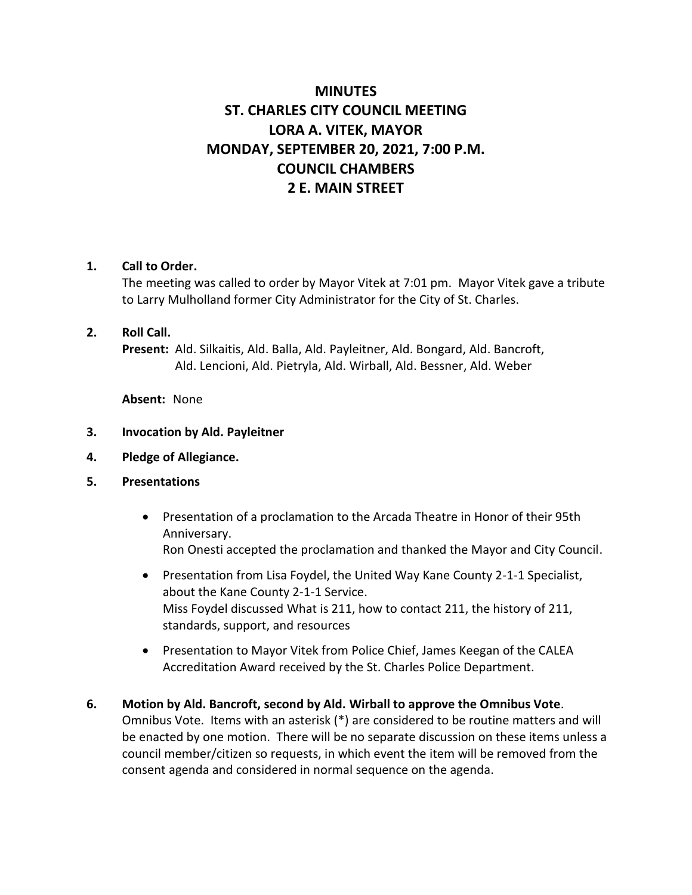# MINUTES
# ST. CHARLES CITY COUNCIL MEETING
# LORA A. VITEK, MAYOR
# MONDAY, SEPTEMBER 20, 2021, 7:00 P.M.
# COUNCIL CHAMBERS
# 2 E. MAIN STREET

**1. Call to Order.**

The meeting was called to order by Mayor Vitek at 7:01 pm. Mayor Vitek gave a tribute to Larry Mulholland former City Administrator for the City of St. Charles.

**2. Roll Call.**

**Present:** Ald. Silkaitis, Ald. Balla, Ald. Payleitner, Ald. Bongard, Ald. Bancroft, Ald. Lencioni, Ald. Pietryla, Ald. Wirball, Ald. Bessner, Ald. Weber

**Absent:** None

**3. Invocation by Ald. Payleitner**

**4. Pledge of Allegiance.**

**5. Presentations**

- Presentation of a proclamation to the Arcada Theatre in Honor of their 95th Anniversary.
  Ron Onesti accepted the proclamation and thanked the Mayor and City Council.
- Presentation from Lisa Foydel, the United Way Kane County 2-1-1 Specialist, about the Kane County 2-1-1 Service.
  Miss Foydel discussed What is 211, how to contact 211, the history of 211, standards, support, and resources
- Presentation to Mayor Vitek from Police Chief, James Keegan of the CALEA Accreditation Award received by the St. Charles Police Department.

**6. Motion by Ald. Bancroft, second by Ald. Wirball to approve the Omnibus Vote.**

Omnibus Vote. Items with an asterisk (*) are considered to be routine matters and will be enacted by one motion. There will be no separate discussion on these items unless a council member/citizen so requests, in which event the item will be removed from the consent agenda and considered in normal sequence on the agenda.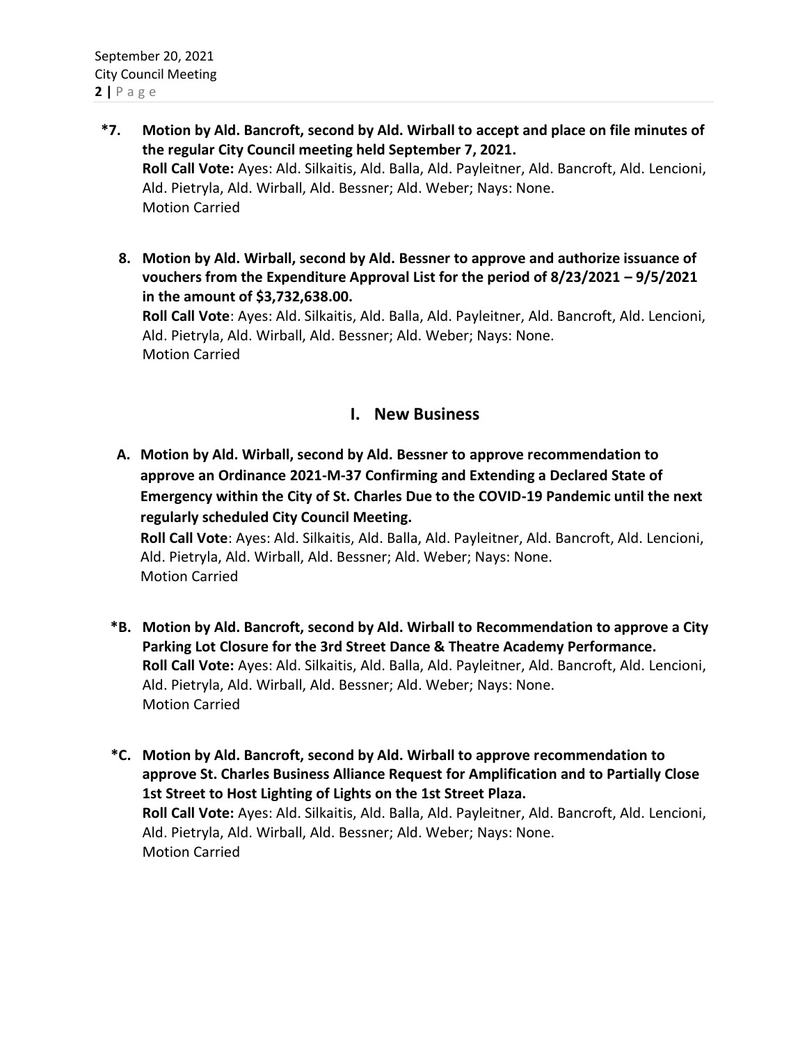*7. **Motion by Ald. Bancroft, second by Ald. Wirball to accept and place on file minutes of the regular City Council meeting held September 7, 2021.**
**Roll Call Vote:** Ayes: Ald. Silkaitis, Ald. Balla, Ald. Payleitner, Ald. Bancroft, Ald. Lencioni, Ald. Pietryla, Ald. Wirball, Ald. Bessner; Ald. Weber; Nays: None.
Motion Carried

8. **Motion by Ald. Wirball, second by Ald. Bessner to approve and authorize issuance of vouchers from the Expenditure Approval List for the period of 8/23/2021 – 9/5/2021 in the amount of $3,732,638.00.**
**Roll Call Vote**: Ayes: Ald. Silkaitis, Ald. Balla, Ald. Payleitner, Ald. Bancroft, Ald. Lencioni, Ald. Pietryla, Ald. Wirball, Ald. Bessner; Ald. Weber; Nays: None.
Motion Carried

## I. New Business

A. **Motion by Ald. Wirball, second by Ald. Bessner to approve recommendation to approve an Ordinance 2021-M-37 Confirming and Extending a Declared State of Emergency within the City of St. Charles Due to the COVID-19 Pandemic until the next regularly scheduled City Council Meeting.**
**Roll Call Vote**: Ayes: Ald. Silkaitis, Ald. Balla, Ald. Payleitner, Ald. Bancroft, Ald. Lencioni, Ald. Pietryla, Ald. Wirball, Ald. Bessner; Ald. Weber; Nays: None.
Motion Carried

*B. **Motion by Ald. Bancroft, second by Ald. Wirball to Recommendation to approve a City Parking Lot Closure for the 3rd Street Dance & Theatre Academy Performance.**
**Roll Call Vote:** Ayes: Ald. Silkaitis, Ald. Balla, Ald. Payleitner, Ald. Bancroft, Ald. Lencioni, Ald. Pietryla, Ald. Wirball, Ald. Bessner; Ald. Weber; Nays: None.
Motion Carried

*C. **Motion by Ald. Bancroft, second by Ald. Wirball to approve recommendation to approve St. Charles Business Alliance Request for Amplification and to Partially Close 1st Street to Host Lighting of Lights on the 1st Street Plaza.**
**Roll Call Vote:** Ayes: Ald. Silkaitis, Ald. Balla, Ald. Payleitner, Ald. Bancroft, Ald. Lencioni, Ald. Pietryla, Ald. Wirball, Ald. Bessner; Ald. Weber; Nays: None.
Motion Carried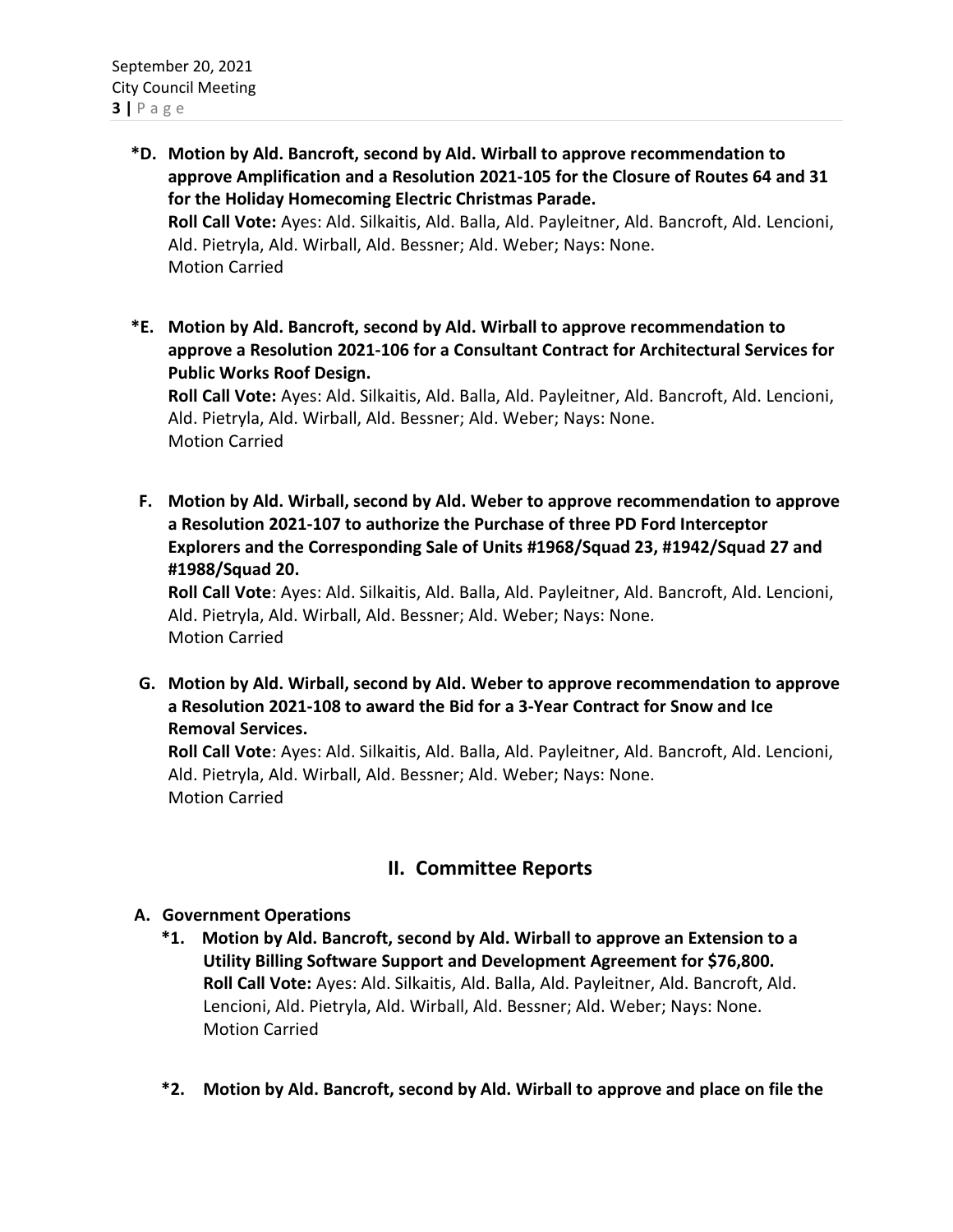**\*D. Motion by Ald. Bancroft, second by Ald. Wirball to approve recommendation to approve Amplification and a Resolution 2021-105 for the Closure of Routes 64 and 31 for the Holiday Homecoming Electric Christmas Parade.**
**Roll Call Vote:** Ayes: Ald. Silkaitis, Ald. Balla, Ald. Payleitner, Ald. Bancroft, Ald. Lencioni, Ald. Pietryla, Ald. Wirball, Ald. Bessner; Ald. Weber; Nays: None.
Motion Carried

**\*E. Motion by Ald. Bancroft, second by Ald. Wirball to approve recommendation to approve a Resolution 2021-106 for a Consultant Contract for Architectural Services for Public Works Roof Design.**
**Roll Call Vote:** Ayes: Ald. Silkaitis, Ald. Balla, Ald. Payleitner, Ald. Bancroft, Ald. Lencioni, Ald. Pietryla, Ald. Wirball, Ald. Bessner; Ald. Weber; Nays: None.
Motion Carried

**F. Motion by Ald. Wirball, second by Ald. Weber to approve recommendation to approve a Resolution 2021-107 to authorize the Purchase of three PD Ford Interceptor Explorers and the Corresponding Sale of Units #1968/Squad 23, #1942/Squad 27 and #1988/Squad 20.**
**Roll Call Vote**: Ayes: Ald. Silkaitis, Ald. Balla, Ald. Payleitner, Ald. Bancroft, Ald. Lencioni, Ald. Pietryla, Ald. Wirball, Ald. Bessner; Ald. Weber; Nays: None.
Motion Carried

**G. Motion by Ald. Wirball, second by Ald. Weber to approve recommendation to approve a Resolution 2021-108 to award the Bid for a 3-Year Contract for Snow and Ice Removal Services.**
**Roll Call Vote**: Ayes: Ald. Silkaitis, Ald. Balla, Ald. Payleitner, Ald. Bancroft, Ald. Lencioni, Ald. Pietryla, Ald. Wirball, Ald. Bessner; Ald. Weber; Nays: None.
Motion Carried

## II. Committee Reports

**A. Government Operations**

**\*1. Motion by Ald. Bancroft, second by Ald. Wirball to approve an Extension to a Utility Billing Software Support and Development Agreement for $76,800.**
**Roll Call Vote:** Ayes: Ald. Silkaitis, Ald. Balla, Ald. Payleitner, Ald. Bancroft, Ald. Lencioni, Ald. Pietryla, Ald. Wirball, Ald. Bessner; Ald. Weber; Nays: None.
Motion Carried

**\*2. Motion by Ald. Bancroft, second by Ald. Wirball to approve and place on file the**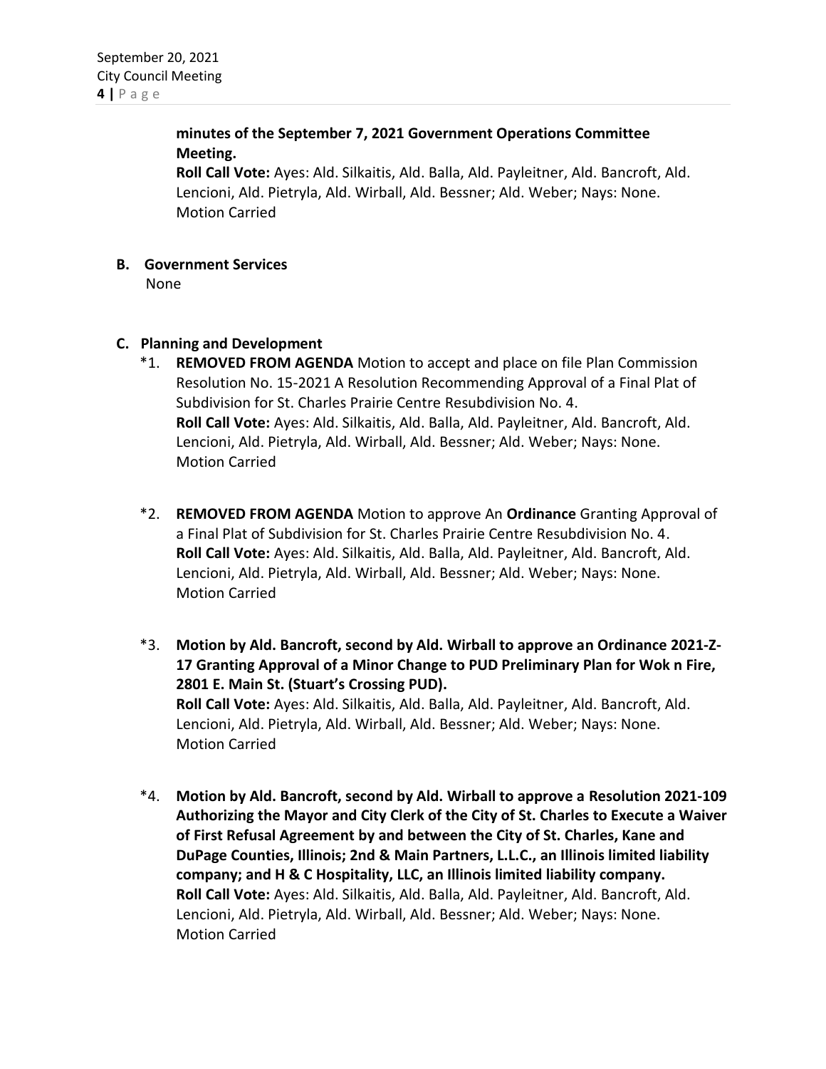**minutes of the September 7, 2021 Government Operations Committee Meeting.**
**Roll Call Vote:** Ayes: Ald. Silkaitis, Ald. Balla, Ald. Payleitner, Ald. Bancroft, Ald. Lencioni, Ald. Pietryla, Ald. Wirball, Ald. Bessner; Ald. Weber; Nays: None.
Motion Carried

**B. Government Services**
None

**C. Planning and Development**

*1. **REMOVED FROM AGENDA** Motion to accept and place on file Plan Commission Resolution No. 15-2021 A Resolution Recommending Approval of a Final Plat of Subdivision for St. Charles Prairie Centre Resubdivision No. 4.
**Roll Call Vote:** Ayes: Ald. Silkaitis, Ald. Balla, Ald. Payleitner, Ald. Bancroft, Ald. Lencioni, Ald. Pietryla, Ald. Wirball, Ald. Bessner; Ald. Weber; Nays: None.
Motion Carried

*2. **REMOVED FROM AGENDA** Motion to approve An **Ordinance** Granting Approval of a Final Plat of Subdivision for St. Charles Prairie Centre Resubdivision No. 4.
**Roll Call Vote:** Ayes: Ald. Silkaitis, Ald. Balla, Ald. Payleitner, Ald. Bancroft, Ald. Lencioni, Ald. Pietryla, Ald. Wirball, Ald. Bessner; Ald. Weber; Nays: None.
Motion Carried

*3. **Motion by Ald. Bancroft, second by Ald. Wirball to approve an Ordinance 2021-Z-17 Granting Approval of a Minor Change to PUD Preliminary Plan for Wok n Fire, 2801 E. Main St. (Stuart's Crossing PUD).**
**Roll Call Vote:** Ayes: Ald. Silkaitis, Ald. Balla, Ald. Payleitner, Ald. Bancroft, Ald. Lencioni, Ald. Pietryla, Ald. Wirball, Ald. Bessner; Ald. Weber; Nays: None.
Motion Carried

*4. **Motion by Ald. Bancroft, second by Ald. Wirball to approve a Resolution 2021-109 Authorizing the Mayor and City Clerk of the City of St. Charles to Execute a Waiver of First Refusal Agreement by and between the City of St. Charles, Kane and DuPage Counties, Illinois; 2nd & Main Partners, L.L.C., an Illinois limited liability company; and H & C Hospitality, LLC, an Illinois limited liability company.**
**Roll Call Vote:** Ayes: Ald. Silkaitis, Ald. Balla, Ald. Payleitner, Ald. Bancroft, Ald. Lencioni, Ald. Pietryla, Ald. Wirball, Ald. Bessner; Ald. Weber; Nays: None.
Motion Carried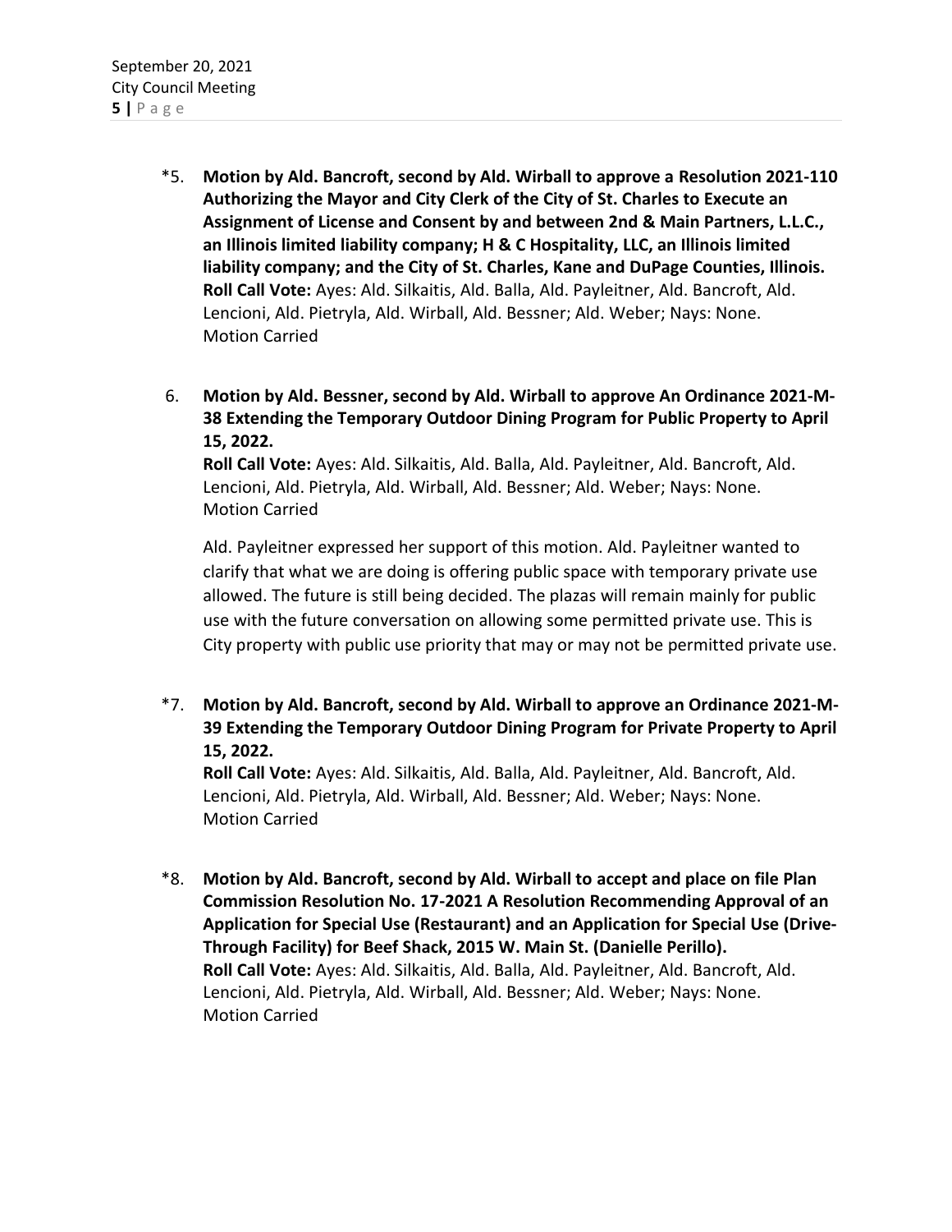*5. **Motion by Ald. Bancroft, second by Ald. Wirball to approve a Resolution 2021-110 Authorizing the Mayor and City Clerk of the City of St. Charles to Execute an Assignment of License and Consent by and between 2nd & Main Partners, L.L.C., an Illinois limited liability company; H & C Hospitality, LLC, an Illinois limited liability company; and the City of St. Charles, Kane and DuPage Counties, Illinois.**
**Roll Call Vote:** Ayes: Ald. Silkaitis, Ald. Balla, Ald. Payleitner, Ald. Bancroft, Ald. Lencioni, Ald. Pietryla, Ald. Wirball, Ald. Bessner; Ald. Weber; Nays: None.
Motion Carried

6. **Motion by Ald. Bessner, second by Ald. Wirball to approve An Ordinance 2021-M-38 Extending the Temporary Outdoor Dining Program for Public Property to April 15, 2022.**
**Roll Call Vote:** Ayes: Ald. Silkaitis, Ald. Balla, Ald. Payleitner, Ald. Bancroft, Ald. Lencioni, Ald. Pietryla, Ald. Wirball, Ald. Bessner; Ald. Weber; Nays: None.
Motion Carried

Ald. Payleitner expressed her support of this motion. Ald. Payleitner wanted to clarify that what we are doing is offering public space with temporary private use allowed. The future is still being decided. The plazas will remain mainly for public use with the future conversation on allowing some permitted private use. This is City property with public use priority that may or may not be permitted private use.

*7. **Motion by Ald. Bancroft, second by Ald. Wirball to approve an Ordinance 2021-M-39 Extending the Temporary Outdoor Dining Program for Private Property to April 15, 2022.**
**Roll Call Vote:** Ayes: Ald. Silkaitis, Ald. Balla, Ald. Payleitner, Ald. Bancroft, Ald. Lencioni, Ald. Pietryla, Ald. Wirball, Ald. Bessner; Ald. Weber; Nays: None.
Motion Carried

*8. **Motion by Ald. Bancroft, second by Ald. Wirball to accept and place on file Plan Commission Resolution No. 17-2021 A Resolution Recommending Approval of an Application for Special Use (Restaurant) and an Application for Special Use (Drive-Through Facility) for Beef Shack, 2015 W. Main St. (Danielle Perillo).**
**Roll Call Vote:** Ayes: Ald. Silkaitis, Ald. Balla, Ald. Payleitner, Ald. Bancroft, Ald. Lencioni, Ald. Pietryla, Ald. Wirball, Ald. Bessner; Ald. Weber; Nays: None.
Motion Carried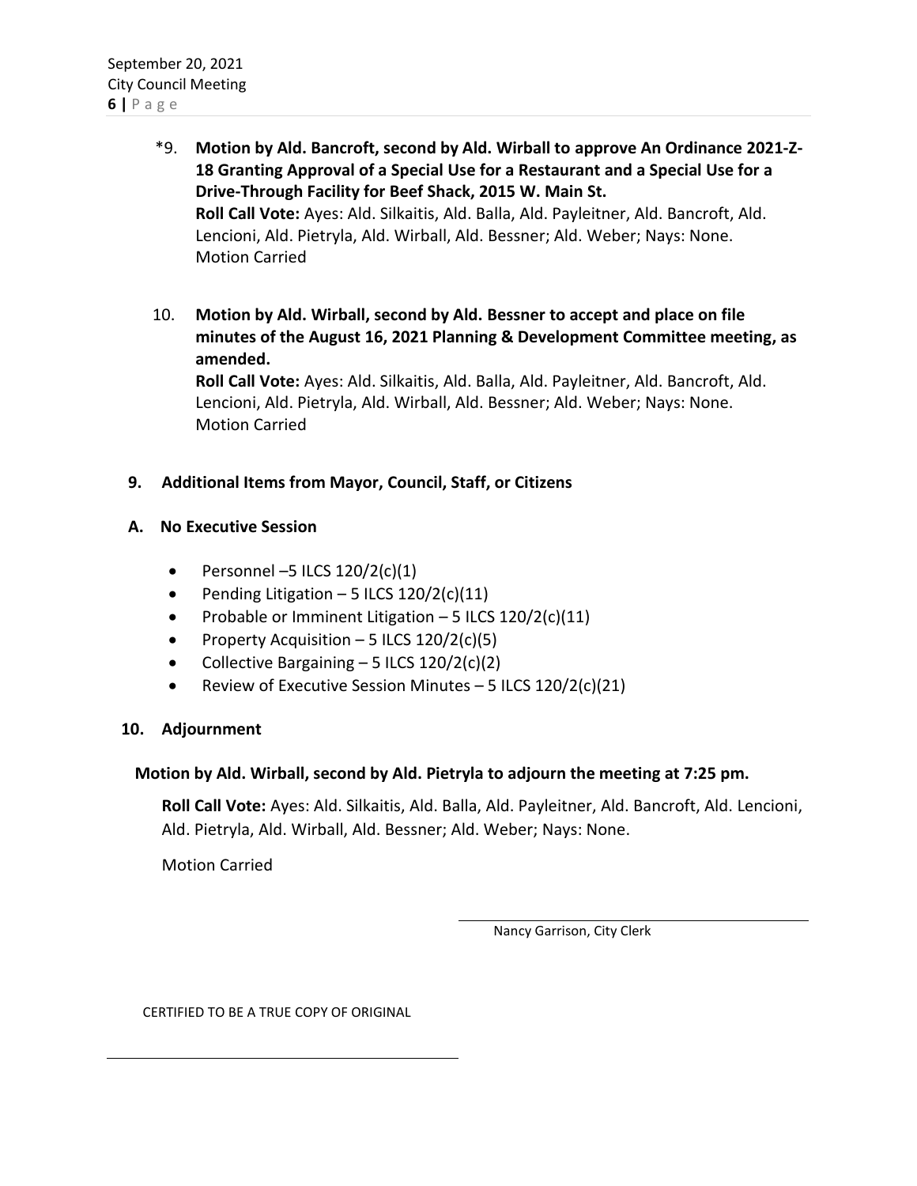\*9. **Motion by Ald. Bancroft, second by Ald. Wirball to approve An Ordinance 2021-Z-18 Granting Approval of a Special Use for a Restaurant and a Special Use for a Drive-Through Facility for Beef Shack, 2015 W. Main St.**
**Roll Call Vote:** Ayes: Ald. Silkaitis, Ald. Balla, Ald. Payleitner, Ald. Bancroft, Ald. Lencioni, Ald. Pietryla, Ald. Wirball, Ald. Bessner; Ald. Weber; Nays: None.
Motion Carried

10. **Motion by Ald. Wirball, second by Ald. Bessner to accept and place on file minutes of the August 16, 2021 Planning & Development Committee meeting, as amended.**
**Roll Call Vote:** Ayes: Ald. Silkaitis, Ald. Balla, Ald. Payleitner, Ald. Bancroft, Ald. Lencioni, Ald. Pietryla, Ald. Wirball, Ald. Bessner; Ald. Weber; Nays: None.
Motion Carried

## 9. Additional Items from Mayor, Council, Staff, or Citizens

## A. No Executive Session

- Personnel –5 ILCS 120/2(c)(1)
- Pending Litigation – 5 ILCS 120/2(c)(11)
- Probable or Imminent Litigation – 5 ILCS 120/2(c)(11)
- Property Acquisition – 5 ILCS 120/2(c)(5)
- Collective Bargaining – 5 ILCS 120/2(c)(2)
- Review of Executive Session Minutes – 5 ILCS 120/2(c)(21)

## 10. Adjournment

**Motion by Ald. Wirball, second by Ald. Pietryla to adjourn the meeting at 7:25 pm.**

**Roll Call Vote:** Ayes: Ald. Silkaitis, Ald. Balla, Ald. Payleitner, Ald. Bancroft, Ald. Lencioni, Ald. Pietryla, Ald. Wirball, Ald. Bessner; Ald. Weber; Nays: None.

Motion Carried

\_\_\_\_\_\_\_\_\_\_\_\_\_\_\_\_\_\_\_\_\_\_\_\_\_\_\_\_\_\_\_\_
Nancy Garrison, City Clerk

CERTIFIED TO BE A TRUE COPY OF ORIGINAL

\_\_\_\_\_\_\_\_\_\_\_\_\_\_\_\_\_\_\_\_\_\_\_\_\_\_\_\_\_\_\_\_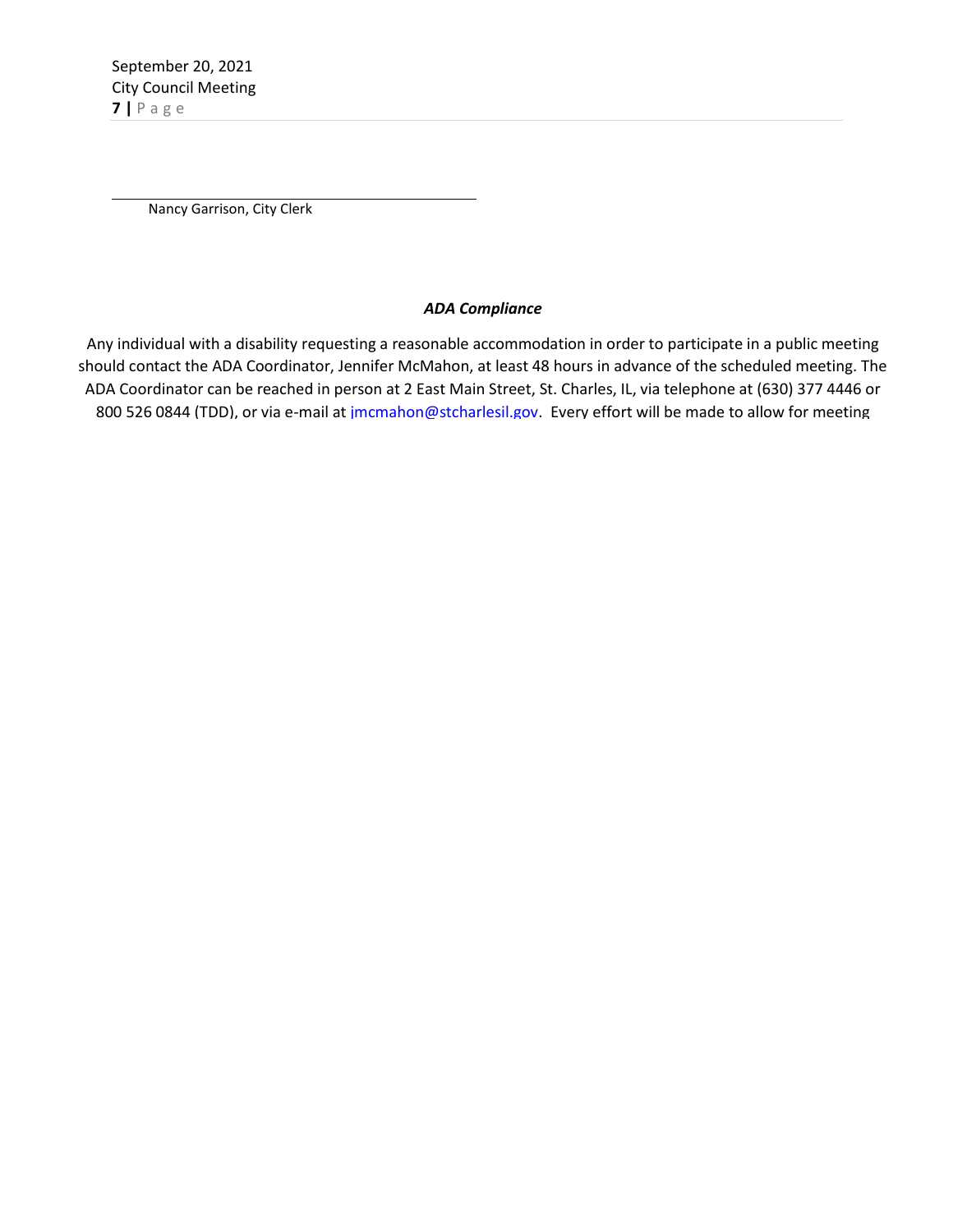\_\_\_\_\_\_\_\_\_\_\_\_\_\_\_\_\_\_\_\_\_\_\_\_\_\_\_\_\_\_\_\_\_\_\_\_\_\_\_\_

Nancy Garrison, City Clerk

***ADA Compliance***

Any individual with a disability requesting a reasonable accommodation in order to participate in a public meeting should contact the ADA Coordinator, Jennifer McMahon, at least 48 hours in advance of the scheduled meeting. The ADA Coordinator can be reached in person at 2 East Main Street, St. Charles, IL, via telephone at (630) 377 4446 or 800 526 0844 (TDD), or via e-mail at jmcmahon@stcharlesil.gov. Every effort will be made to allow for meeting